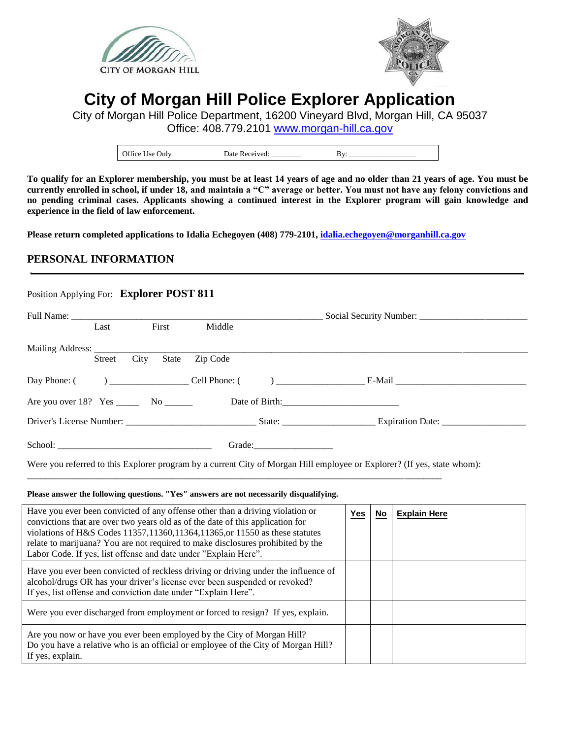CITY OF MORGAN HILL

# City of Morgan Hill Police Explorer Application

City of Morgan Hill Police Department, 16200 Vineyard Blvd, Morgan Hill, CA 95037
Office: 408.779.2101 www.morgan-hill.ca.gov

| Office Use Only | Date Received: ________ | By: _________________ |
|---|---|---|

**To qualify for an Explorer membership, you must be at least 14 years of age and no older than 21 years of age. You must be currently enrolled in school, if under 18, and maintain a "C" average or better. You must not have any felony convictions and no pending criminal cases. Applicants showing a continued interest in the Explorer program will gain knowledge and experience in the field of law enforcement.**

**Please return completed applications to Idalia Echegoyen (408) 779-2101, idalia.echegoyen@morganhill.ca.gov**

## PERSONAL INFORMATION

Position Applying For: **Explorer POST 811**

Full Name: ________________________________________________________ Social Security Number: _______________________
Last First Middle

Mailing Address: ______________________________________________________________________________________
Street City State Zip Code

Day Phone: ( ) _________________ Cell Phone: ( ) __________________ E-Mail ____________________________

Are you over 18? Yes _____ No ______ Date of Birth:_________________________

Driver's License Number: ____________________________ State: ___________________ Expiration Date: __________________

School: ________________________________ Grade:_________________

Were you referred to this Explorer program by a current City of Morgan Hill employee or Explorer? (If yes, state whom):
_____________________________________________________________________________________

**Please answer the following questions. "Yes" answers are not necessarily disqualifying.**

| | Yes | No | Explain Here |
|---|---|---|---|
| Have you ever been convicted of any offense other than a driving violation or convictions that are over two years old as of the date of this application for violations of H&S Codes 11357,11360,11364,11365,or 11550 as these statutes relate to marijuana? You are not required to make disclosures prohibited by the Labor Code. If yes, list offense and date under "Explain Here". | | | |
| Have you ever been convicted of reckless driving or driving under the influence of alcohol/drugs OR has your driver's license ever been suspended or revoked? If yes, list offense and conviction date under "Explain Here". | | | |
| Were you ever discharged from employment or forced to resign? If yes, explain. | | | |
| Are you now or have you ever been employed by the City of Morgan Hill? Do you have a relative who is an official or employee of the City of Morgan Hill? If yes, explain. | | | |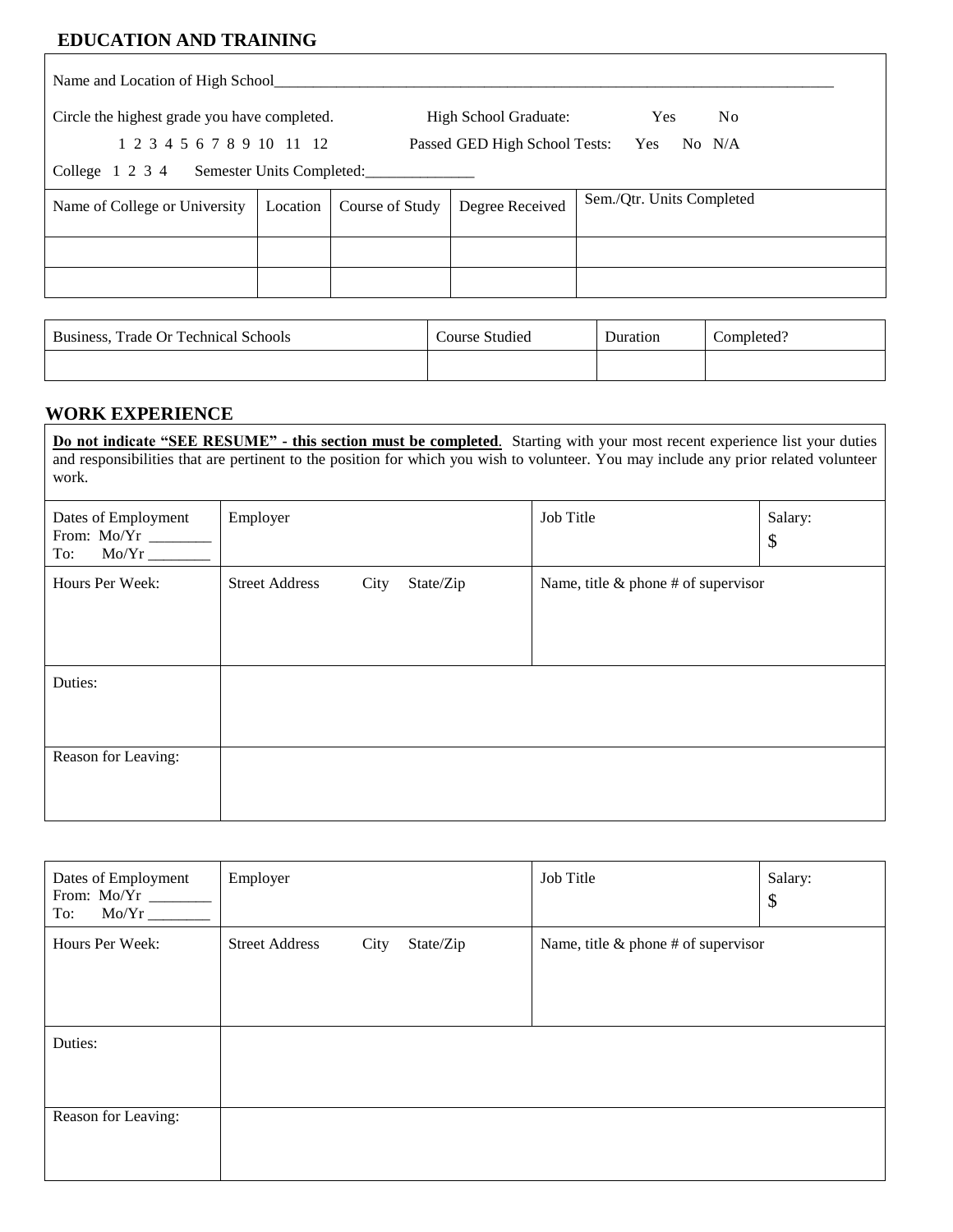## EDUCATION AND TRAINING

Name and Location of High School_______________________________________________________________________

Circle the highest grade you have completed. High School Graduate: Yes No

1 2 3 4 5 6 7 8 9 10 11 12 Passed GED High School Tests: Yes No N/A

College 1 2 3 4 Semester Units Completed:______________

| Name of College or University | Location | Course of Study | Degree Received | Sem./Qtr. Units Completed |
|---|---|---|---|---|
| | | | | |
| | | | | |

| Business, Trade Or Technical Schools | Course Studied | Duration | Completed? |
|---|---|---|---|
| | | | |

## WORK EXPERIENCE

**Do not indicate "SEE RESUME" - this section must be completed**. Starting with your most recent experience list your duties and responsibilities that are pertinent to the position for which you wish to volunteer. You may include any prior related volunteer work.

| Dates of Employment<br>From: Mo/Yr ________<br>To: Mo/Yr ________ | Employer | Job Title | Salary:<br>$ |
|---|---|---|---|
| Hours Per Week: | Street Address City State/Zip | Name, title & phone # of supervisor | |
| Duties: | | | |
| Reason for Leaving: | | | |

| Dates of Employment<br>From: Mo/Yr ________<br>To: Mo/Yr ________ | Employer | Job Title | Salary:<br>$ |
|---|---|---|---|
| Hours Per Week: | Street Address City State/Zip | Name, title & phone # of supervisor | |
| Duties: | | | |
| Reason for Leaving: | | | |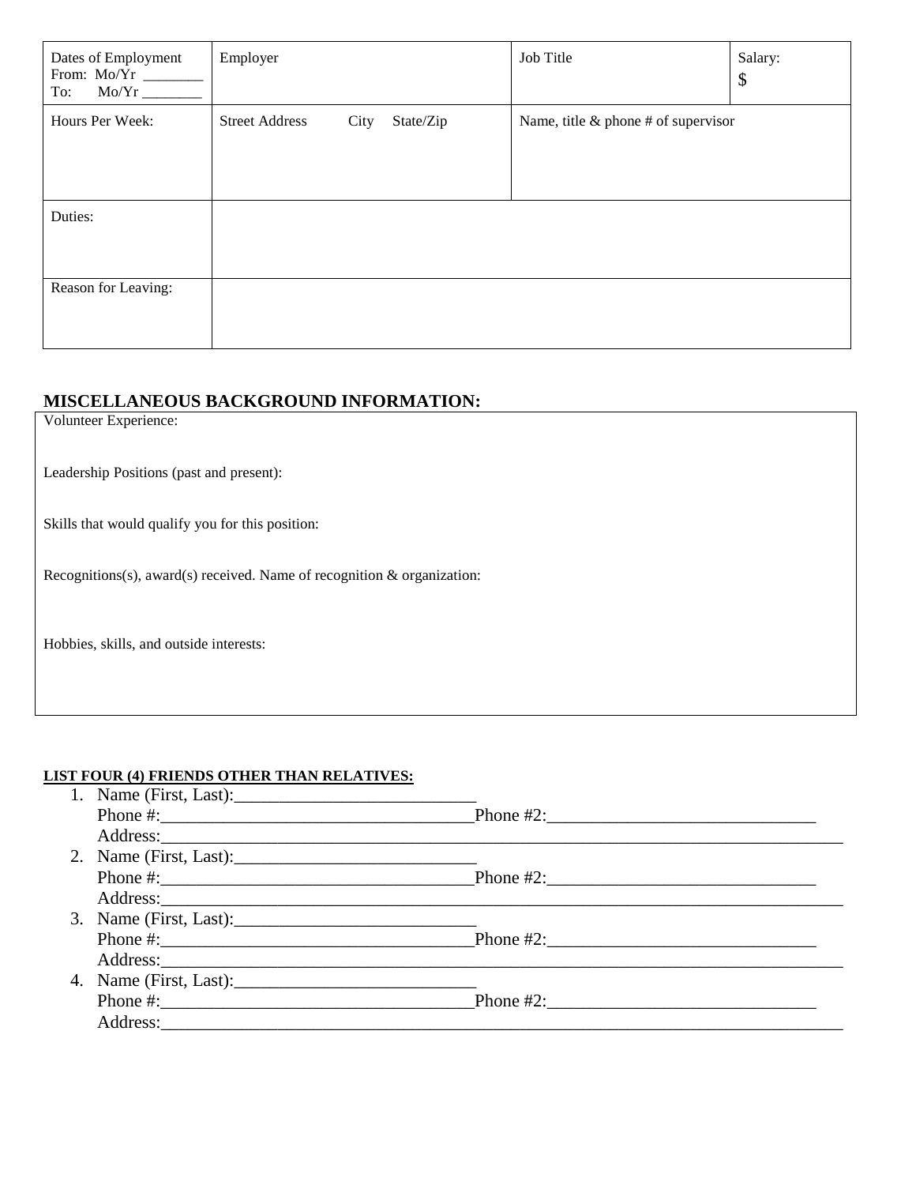| Dates of Employment<br>From: Mo/Yr ________<br>To: Mo/Yr ________ | Employer | Job Title | Salary:<br>$ |
|---|---|---|---|
| Hours Per Week: | Street Address City State/Zip | Name, title & phone # of supervisor | |
| Duties: | | | |
| Reason for Leaving: | | | |

## MISCELLANEOUS BACKGROUND INFORMATION:

Volunteer Experience:

Leadership Positions (past and present):

Skills that would qualify you for this position:

Recognitions(s), award(s) received. Name of recognition & organization:

Hobbies, skills, and outside interests:

**LIST FOUR (4) FRIENDS OTHER THAN RELATIVES:**

1. Name (First, Last):___________________________
   Phone #:___________________________________Phone #2:______________________________
   Address:_____________________________________________________________________________
2. Name (First, Last):___________________________
   Phone #:___________________________________Phone #2:______________________________
   Address:_____________________________________________________________________________
3. Name (First, Last):___________________________
   Phone #:___________________________________Phone #2:______________________________
   Address:_____________________________________________________________________________
4. Name (First, Last):___________________________
   Phone #:___________________________________Phone #2:______________________________
   Address:_____________________________________________________________________________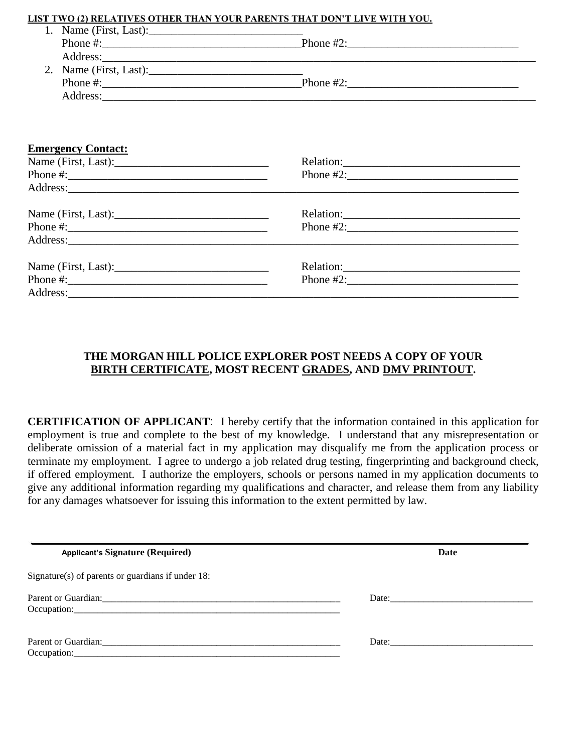**LIST TWO (2) RELATIVES OTHER THAN YOUR PARENTS THAT DON'T LIVE WITH YOU.**

1. Name (First, Last):___________________________
   Phone #:__________________________________Phone #2:_____________________________
   Address:_________________________________________________________________________________
2. Name (First, Last):___________________________
   Phone #:__________________________________Phone #2:_____________________________
   Address:_________________________________________________________________________________

**Emergency Contact:**

Name (First, Last):___________________________ Relation:______________________________
Phone #:__________________________________ Phone #2:_____________________________
Address:_________________________________________________________________________________

Name (First, Last):___________________________ Relation:______________________________
Phone #:__________________________________ Phone #2:_____________________________
Address:_________________________________________________________________________________

Name (First, Last):___________________________ Relation:______________________________
Phone #:__________________________________ Phone #2:_____________________________
Address:_________________________________________________________________________________

**THE MORGAN HILL POLICE EXPLORER POST NEEDS A COPY OF YOUR BIRTH CERTIFICATE, MOST RECENT GRADES, AND DMV PRINTOUT.**

**CERTIFICATION OF APPLICANT**: I hereby certify that the information contained in this application for employment is true and complete to the best of my knowledge. I understand that any misrepresentation or deliberate omission of a material fact in my application may disqualify me from the application process or terminate my employment. I agree to undergo a job related drug testing, fingerprinting and background check, if offered employment. I authorize the employers, schools or persons named in my application documents to give any additional information regarding my qualifications and character, and release them from any liability for any damages whatsoever for issuing this information to the extent permitted by law.

_________________________________________________________________________________
**Applicant's Signature (Required)** **Date**

Signature(s) of parents or guardians if under 18:

Parent or Guardian:_____________________________________________________ Date:______________________________
Occupation:___________________________________________________________

Parent or Guardian:_____________________________________________________ Date:______________________________
Occupation:___________________________________________________________